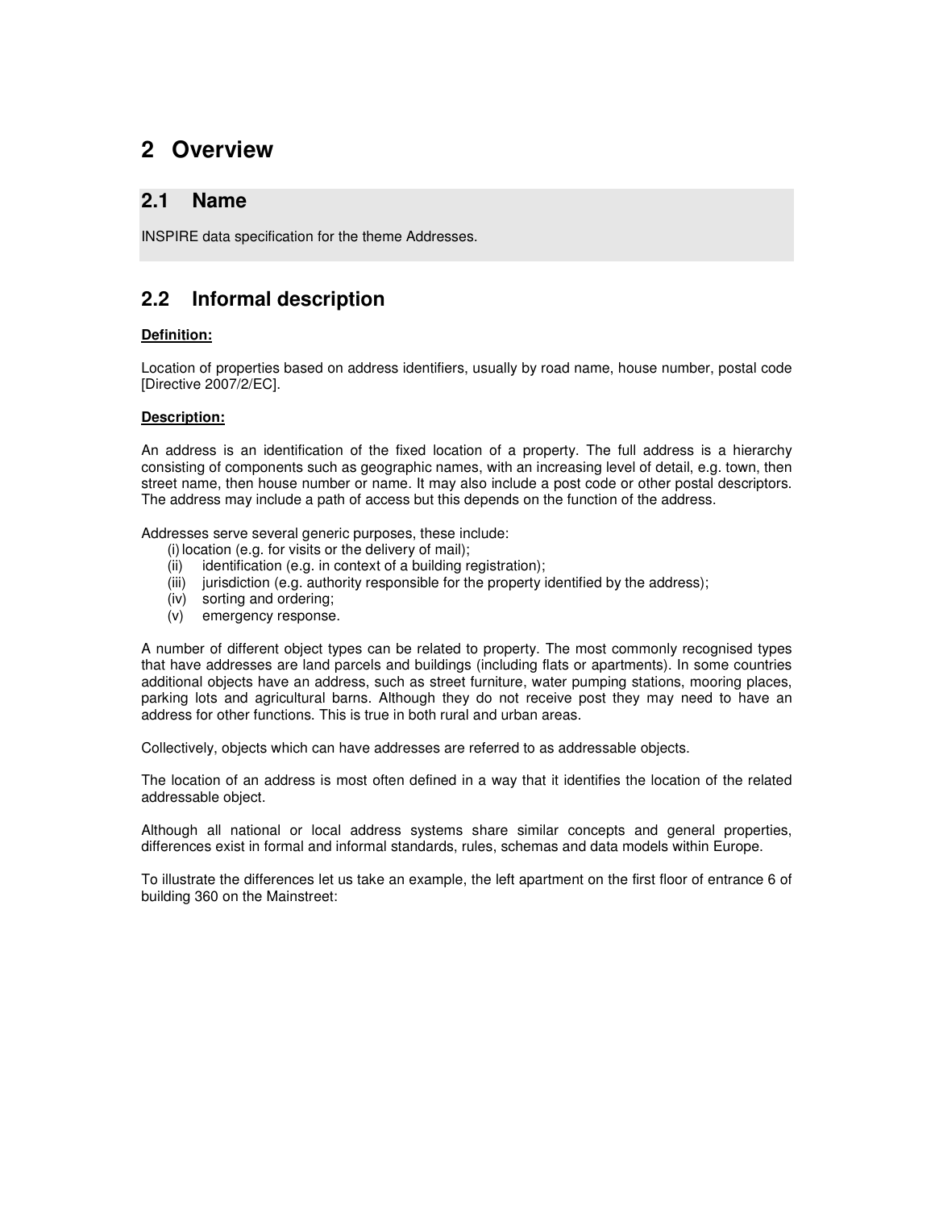# 2 Overview

## 2.1 Name

INSPIRE data specification for the theme Addresses.

## 2.2 Informal description

**Definition:**

Location of properties based on address identifiers, usually by road name, house number, postal code [Directive 2007/2/EC].

**Description:**

An address is an identification of the fixed location of a property. The full address is a hierarchy consisting of components such as geographic names, with an increasing level of detail, e.g. town, then street name, then house number or name. It may also include a post code or other postal descriptors. The address may include a path of access but this depends on the function of the address.

Addresses serve several generic purposes, these include:

- (i) location (e.g. for visits or the delivery of mail);
- (ii) identification (e.g. in context of a building registration);
- (iii) jurisdiction (e.g. authority responsible for the property identified by the address);
- (iv) sorting and ordering;
- (v) emergency response.

A number of different object types can be related to property. The most commonly recognised types that have addresses are land parcels and buildings (including flats or apartments). In some countries additional objects have an address, such as street furniture, water pumping stations, mooring places, parking lots and agricultural barns. Although they do not receive post they may need to have an address for other functions. This is true in both rural and urban areas.

Collectively, objects which can have addresses are referred to as addressable objects.

The location of an address is most often defined in a way that it identifies the location of the related addressable object.

Although all national or local address systems share similar concepts and general properties, differences exist in formal and informal standards, rules, schemas and data models within Europe.

To illustrate the differences let us take an example, the left apartment on the first floor of entrance 6 of building 360 on the Mainstreet: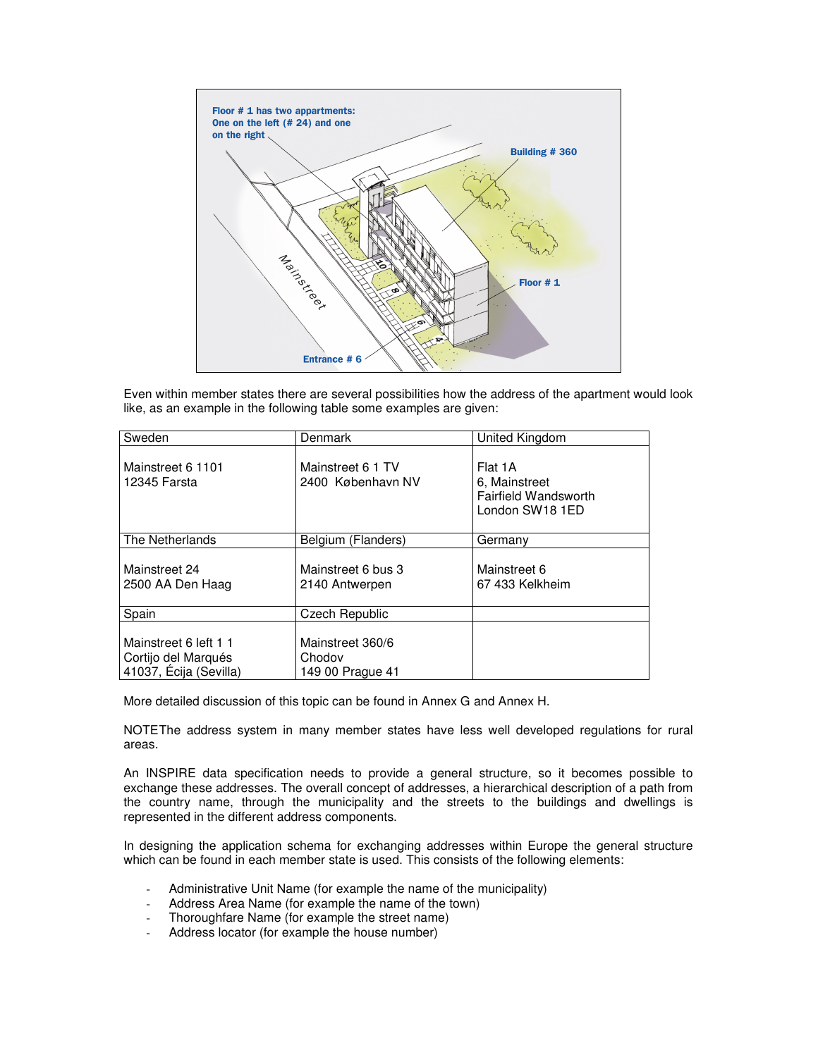Even within member states there are several possibilities how the address of the apartment would look like, as an example in the following table some examples are given:

| Sweden | Denmark | United Kingdom |
|---|---|---|
| Mainstreet 6 1101<br>12345 Farsta | Mainstreet 6 1 TV<br>2400 København NV | Flat 1A<br>6, Mainstreet<br>Fairfield Wandsworth<br>London SW18 1ED |
| **The Netherlands** | **Belgium (Flanders)** | **Germany** |
| Mainstreet 24<br>2500 AA Den Haag | Mainstreet 6 bus 3<br>2140 Antwerpen | Mainstreet 6<br>67 433 Kelkheim |
| **Spain** | **Czech Republic** | |
| Mainstreet 6 left 1 1<br>Cortijo del Marqués<br>41037, Écija (Sevilla) | Mainstreet 360/6<br>Chodov<br>149 00 Prague 41 | |

More detailed discussion of this topic can be found in Annex G and Annex H.

NOTEThe address system in many member states have less well developed regulations for rural areas.

An INSPIRE data specification needs to provide a general structure, so it becomes possible to exchange these addresses. The overall concept of addresses, a hierarchical description of a path from the country name, through the municipality and the streets to the buildings and dwellings is represented in the different address components.

In designing the application schema for exchanging addresses within Europe the general structure which can be found in each member state is used. This consists of the following elements:

- Administrative Unit Name (for example the name of the municipality)
- Address Area Name (for example the name of the town)
- Thoroughfare Name (for example the street name)
- Address locator (for example the house number)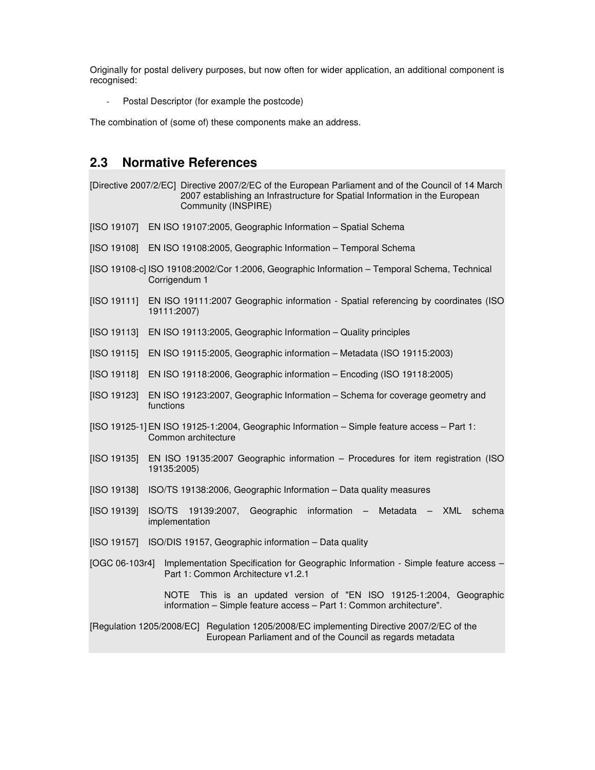Originally for postal delivery purposes, but now often for wider application, an additional component is recognised:

- Postal Descriptor (for example the postcode)

The combination of (some of) these components make an address.

## 2.3 Normative References

[Directive 2007/2/EC] Directive 2007/2/EC of the European Parliament and of the Council of 14 March 2007 establishing an Infrastructure for Spatial Information in the European Community (INSPIRE)

[ISO 19107] EN ISO 19107:2005, Geographic Information – Spatial Schema

[ISO 19108] EN ISO 19108:2005, Geographic Information – Temporal Schema

[ISO 19108-c] ISO 19108:2002/Cor 1:2006, Geographic Information – Temporal Schema, Technical Corrigendum 1

[ISO 19111] EN ISO 19111:2007 Geographic information - Spatial referencing by coordinates (ISO 19111:2007)

[ISO 19113] EN ISO 19113:2005, Geographic Information – Quality principles

[ISO 19115] EN ISO 19115:2005, Geographic information – Metadata (ISO 19115:2003)

[ISO 19118] EN ISO 19118:2006, Geographic information – Encoding (ISO 19118:2005)

[ISO 19123] EN ISO 19123:2007, Geographic Information – Schema for coverage geometry and functions

[ISO 19125-1] EN ISO 19125-1:2004, Geographic Information – Simple feature access – Part 1: Common architecture

[ISO 19135] EN ISO 19135:2007 Geographic information – Procedures for item registration (ISO 19135:2005)

[ISO 19138] ISO/TS 19138:2006, Geographic Information – Data quality measures

[ISO 19139] ISO/TS 19139:2007, Geographic information – Metadata – XML schema implementation

[ISO 19157] ISO/DIS 19157, Geographic information – Data quality

[OGC 06-103r4] Implementation Specification for Geographic Information - Simple feature access – Part 1: Common Architecture v1.2.1

NOTE This is an updated version of "EN ISO 19125-1:2004, Geographic information – Simple feature access – Part 1: Common architecture".

[Regulation 1205/2008/EC] Regulation 1205/2008/EC implementing Directive 2007/2/EC of the European Parliament and of the Council as regards metadata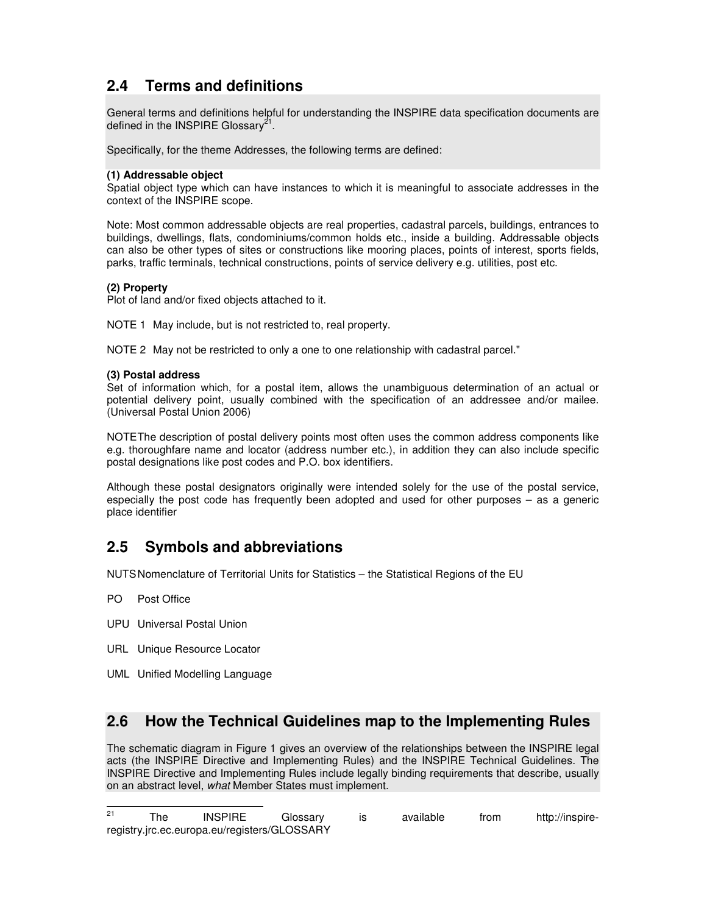## 2.4 Terms and definitions

General terms and definitions helpful for understanding the INSPIRE data specification documents are defined in the INSPIRE Glossary[21].

Specifically, for the theme Addresses, the following terms are defined:

**(1) Addressable object**

Spatial object type which can have instances to which it is meaningful to associate addresses in the context of the INSPIRE scope.

Note: Most common addressable objects are real properties, cadastral parcels, buildings, entrances to buildings, dwellings, flats, condominiums/common holds etc., inside a building. Addressable objects can also be other types of sites or constructions like mooring places, points of interest, sports fields, parks, traffic terminals, technical constructions, points of service delivery e.g. utilities, post etc.

**(2) Property**

Plot of land and/or fixed objects attached to it.

NOTE 1 May include, but is not restricted to, real property.

NOTE 2 May not be restricted to only a one to one relationship with cadastral parcel."

**(3) Postal address**

Set of information which, for a postal item, allows the unambiguous determination of an actual or potential delivery point, usually combined with the specification of an addressee and/or mailee. (Universal Postal Union 2006)

NOTE The description of postal delivery points most often uses the common address components like e.g. thoroughfare name and locator (address number etc.), in addition they can also include specific postal designations like post codes and P.O. box identifiers.

Although these postal designators originally were intended solely for the use of the postal service, especially the post code has frequently been adopted and used for other purposes – as a generic place identifier

## 2.5 Symbols and abbreviations

NUTS Nomenclature of Territorial Units for Statistics – the Statistical Regions of the EU

PO Post Office

UPU Universal Postal Union

URL Unique Resource Locator

UML Unified Modelling Language

## 2.6 How the Technical Guidelines map to the Implementing Rules

The schematic diagram in Figure 1 gives an overview of the relationships between the INSPIRE legal acts (the INSPIRE Directive and Implementing Rules) and the INSPIRE Technical Guidelines. The INSPIRE Directive and Implementing Rules include legally binding requirements that describe, usually on an abstract level, *what* Member States must implement.

[21] The INSPIRE Glossary is available from http://inspire-registry.jrc.ec.europa.eu/registers/GLOSSARY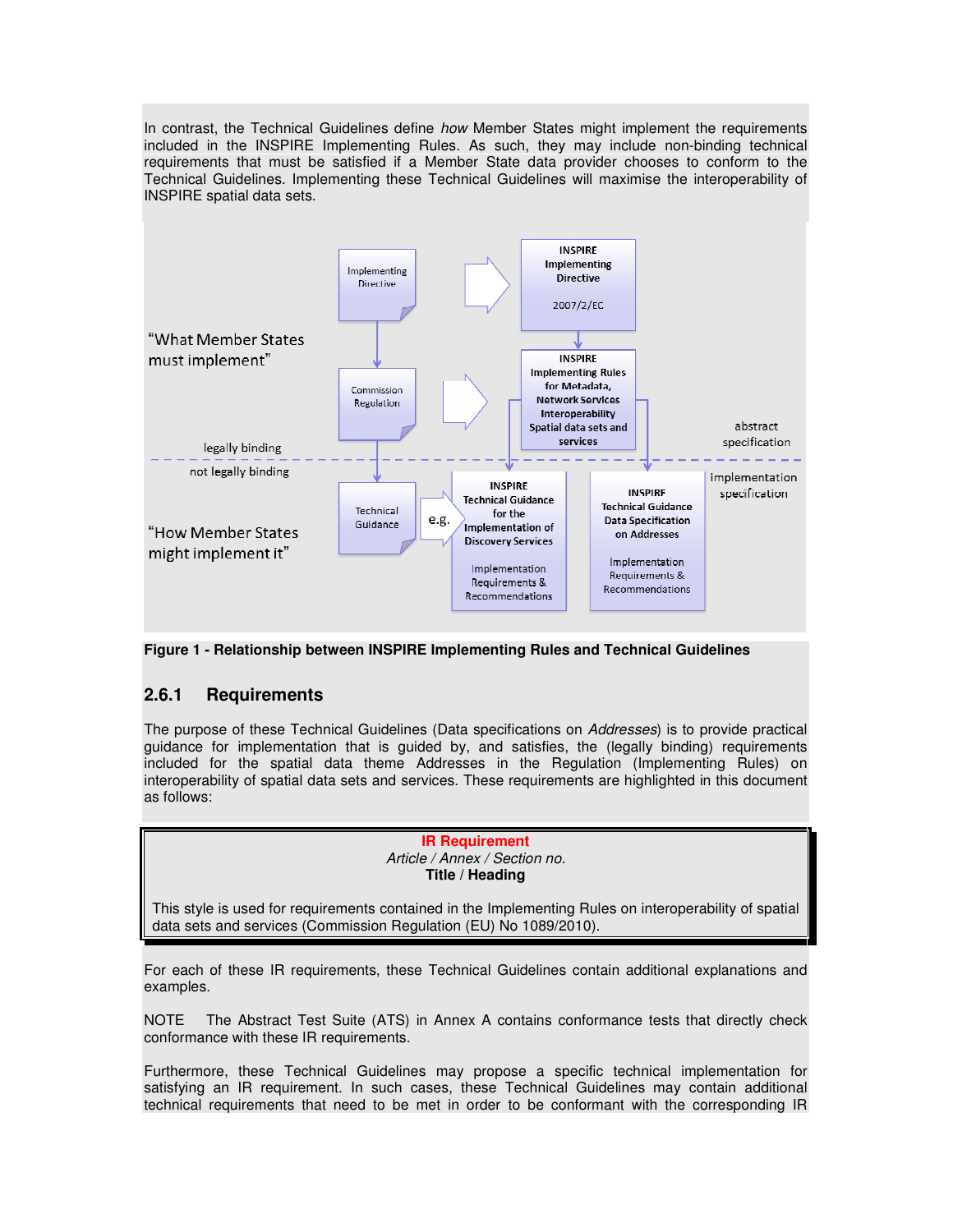In contrast, the Technical Guidelines define *how* Member States might implement the requirements included in the INSPIRE Implementing Rules. As such, they may include non-binding technical requirements that must be satisfied if a Member State data provider chooses to conform to the Technical Guidelines. Implementing these Technical Guidelines will maximise the interoperability of INSPIRE spatial data sets.

**Figure 1 - Relationship between INSPIRE Implementing Rules and Technical Guidelines**

### 2.6.1 Requirements

The purpose of these Technical Guidelines (Data specifications on *Addresses*) is to provide practical guidance for implementation that is guided by, and satisfies, the (legally binding) requirements included for the spatial data theme Addresses in the Regulation (Implementing Rules) on interoperability of spatial data sets and services. These requirements are highlighted in this document as follows:

> **IR Requirement**
> *Article / Annex / Section no.*
> **Title / Heading**
>
> This style is used for requirements contained in the Implementing Rules on interoperability of spatial data sets and services (Commission Regulation (EU) No 1089/2010).

For each of these IR requirements, these Technical Guidelines contain additional explanations and examples.

NOTE The Abstract Test Suite (ATS) in Annex A contains conformance tests that directly check conformance with these IR requirements.

Furthermore, these Technical Guidelines may propose a specific technical implementation for satisfying an IR requirement. In such cases, these Technical Guidelines may contain additional technical requirements that need to be met in order to be conformant with the corresponding IR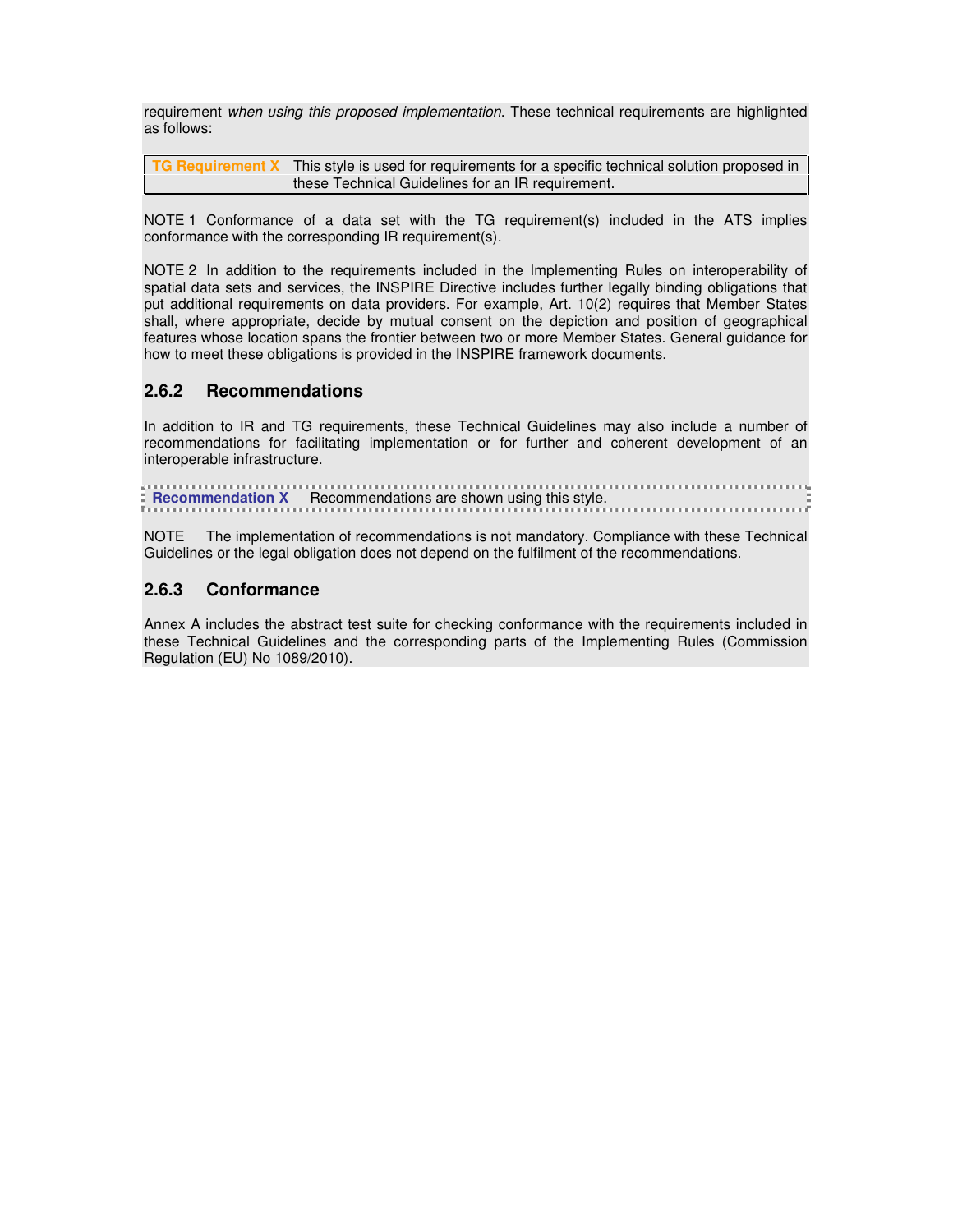requirement *when using this proposed implementation*. These technical requirements are highlighted as follows:

| | |
|---|---|
| **TG Requirement X** | This style is used for requirements for a specific technical solution proposed in these Technical Guidelines for an IR requirement. |

NOTE 1 Conformance of a data set with the TG requirement(s) included in the ATS implies conformance with the corresponding IR requirement(s).

NOTE 2 In addition to the requirements included in the Implementing Rules on interoperability of spatial data sets and services, the INSPIRE Directive includes further legally binding obligations that put additional requirements on data providers. For example, Art. 10(2) requires that Member States shall, where appropriate, decide by mutual consent on the depiction and position of geographical features whose location spans the frontier between two or more Member States. General guidance for how to meet these obligations is provided in the INSPIRE framework documents.

### 2.6.2 Recommendations

In addition to IR and TG requirements, these Technical Guidelines may also include a number of recommendations for facilitating implementation or for further and coherent development of an interoperable infrastructure.

| | |
|---|---|
| **Recommendation X** | Recommendations are shown using this style. |

NOTE The implementation of recommendations is not mandatory. Compliance with these Technical Guidelines or the legal obligation does not depend on the fulfilment of the recommendations.

### 2.6.3 Conformance

Annex A includes the abstract test suite for checking conformance with the requirements included in these Technical Guidelines and the corresponding parts of the Implementing Rules (Commission Regulation (EU) No 1089/2010).